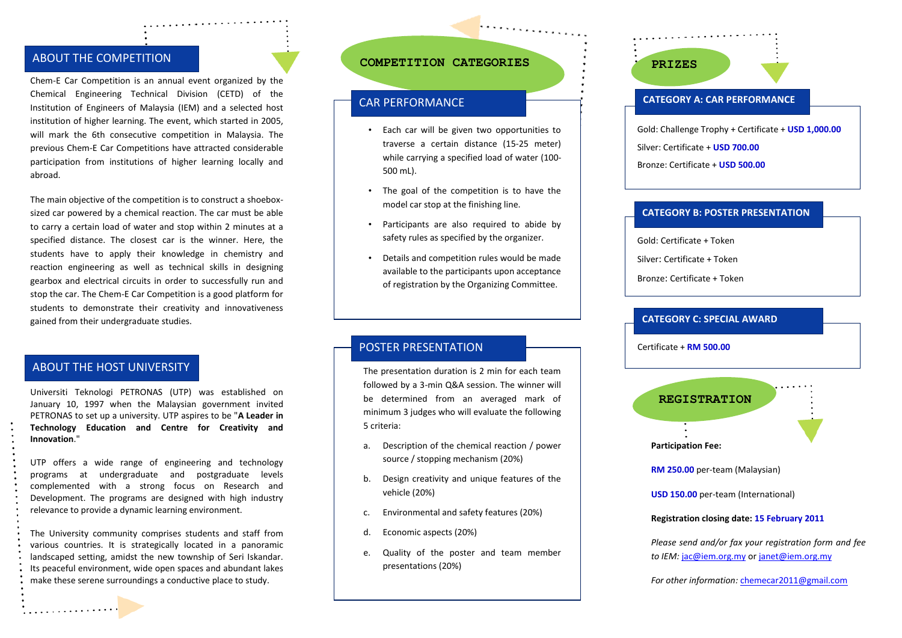## ABOUT THE COMPETITION

Chem-E Car Competition is an annual event organized by the Chemical Engineering Technical Division (CETD) of the Institution of Engineers of Malaysia (IEM) and a selected host institution of higher learning. The event, which started in 2005, will mark the 6th consecutive competition in Malaysia. The previous Chem-E Car Competitions have attracted considerable participation from institutions of higher learning locally and abroad.

The main objective of the competition is to construct a shoebox-sized car powered by a chemical reaction. The car must be able to carry a certain load of water and stop within 2 minutes at a specified distance. The closest car is the winner. Here, the students have to apply their knowledge in chemistry and reaction engineering as well as technical skills in designing gearbox and electrical circuits in order to successfully run and stop the car. The Chem-E Car Competition is a good platform for students to demonstrate their creativity and innovativeness gained from their undergraduate studies.

## ABOUT THE HOST UNIVERSITY

Universiti Teknologi PETRONAS (UTP) was established on January 10, 1997 when the Malaysian government invited PETRONAS to set up a university. UTP aspires to be "**A Leader in Technology Education and Centre for Creativity and Innovation**."

UTP offers a wide range of engineering and technology programs at undergraduate and postgraduate levels complemented with a strong focus on Research and Development. The programs are designed with high industry relevance to provide a dynamic learning environment.

The University community comprises students and staff from various countries. It is strategically located in a panoramic landscaped setting, amidst the new township of Seri Iskandar. Its peaceful environment, wide open spaces and abundant lakes make these serene surroundings a conductive place to study.

# COMPETITION CATEGORIES

## CAR PERFORMANCE

- Each car will be given two opportunities to traverse a certain distance (15-25 meter) while carrying a specified load of water (100-500 mL).
- The goal of the competition is to have the model car stop at the finishing line.
- Participants are also required to abide by safety rules as specified by the organizer.
- Details and competition rules would be made available to the participants upon acceptance of registration by the Organizing Committee.

## POSTER PRESENTATION

The presentation duration is 2 min for each team followed by a 3-min Q&A session. The winner will be determined from an averaged mark of minimum 3 judges who will evaluate the following 5 criteria:

a. Description of the chemical reaction / power source / stopping mechanism (20%)
b. Design creativity and unique features of the vehicle (20%)
c. Environmental and safety features (20%)
d. Economic aspects (20%)
e. Quality of the poster and team member presentations (20%)

# PRIZES

## CATEGORY A: CAR PERFORMANCE

Gold: Challenge Trophy + Certificate + **USD 1,000.00**

Silver: Certificate + **USD 700.00**

Bronze: Certificate + **USD 500.00**

## CATEGORY B: POSTER PRESENTATION

Gold: Certificate + Token

Silver: Certificate + Token

Bronze: Certificate + Token

## CATEGORY C: SPECIAL AWARD

Certificate + **RM 500.00**

# REGISTRATION

**Participation Fee:**

**RM 250.00** per-team (Malaysian)

**USD 150.00** per-team (International)

**Registration closing date: 15 February 2011**

*Please send and/or fax your registration form and fee to IEM:* jac@iem.org.my or janet@iem.org.my

*For other information:* chemecar2011@gmail.com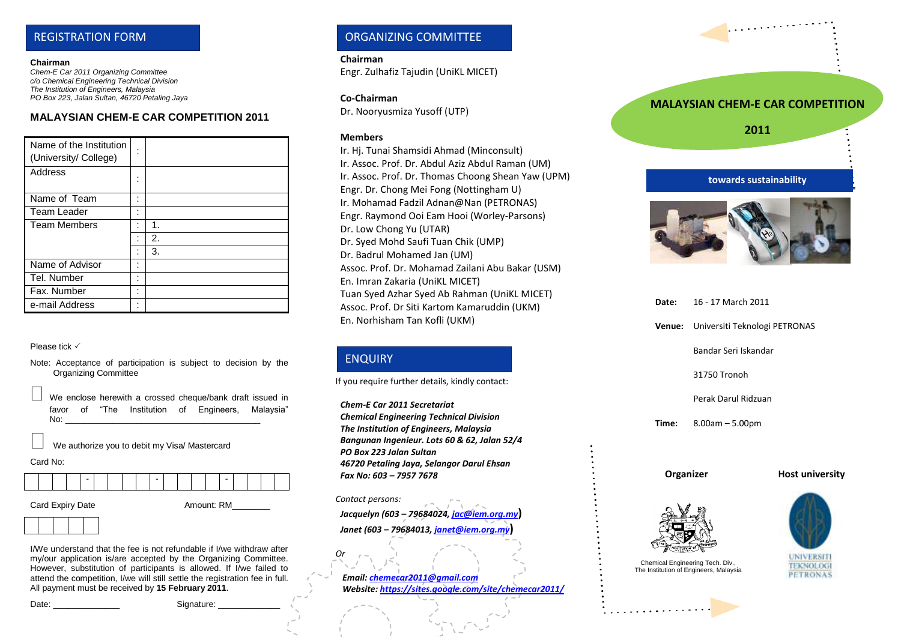## REGISTRATION FORM

**Chairman**
*Chem-E Car 2011 Organizing Committee*
*c/o Chemical Engineering Technical Division*
*The Institution of Engineers, Malaysia*
*PO Box 223, Jalan Sultan, 46720 Petaling Jaya*

### MALAYSIAN CHEM-E CAR COMPETITION 2011

| | | |
|---|---|---|
| Name of the Institution (University/ College) | : | |
| Address | : | |
| Name of Team | : | |
| Team Leader | : | |
| Team Members | : | 1. |
| | : | 2. |
| | : | 3. |
| Name of Advisor | : | |
| Tel. Number | : | |
| Fax. Number | : | |
| e-mail Address | : | |

Please tick ✓

Note: Acceptance of participation is subject to decision by the Organizing Committee

☐ We enclose herewith a crossed cheque/bank draft issued in favor of "The Institution of Engineers, Malaysia" No: ________________________________________

☐ We authorize you to debit my Visa/ Mastercard

Card No:

| | | | | - | | | | | - | | | | | - | | | | |
|---|---|---|---|---|---|---|---|---|---|---|---|---|---|---|---|---|---|---|

Card Expiry Date

Amount: RM________

I/We understand that the fee is not refundable if I/we withdraw after my/our application is/are accepted by the Organizing Committee. However, substitution of participants is allowed. If I/we failed to attend the competition, I/we will still settle the registration fee in full. All payment must be received by **15 February 2011**.

Date: _____________ Signature: _____________

## ORGANIZING COMMITTEE

**Chairman**
Engr. Zulhafiz Tajudin (UniKL MICET)

**Co-Chairman**
Dr. Nooryusmiza Yusoff (UTP)

**Members**
Ir. Hj. Tunai Shamsidi Ahmad (Minconsult)
Ir. Assoc. Prof. Dr. Abdul Aziz Abdul Raman (UM)
Ir. Assoc. Prof. Dr. Thomas Choong Shean Yaw (UPM)
Engr. Dr. Chong Mei Fong (Nottingham U)
Ir. Mohamad Fadzil Adnan@Nan (PETRONAS)
Engr. Raymond Ooi Eam Hooi (Worley-Parsons)
Dr. Low Chong Yu (UTAR)
Dr. Syed Mohd Saufi Tuan Chik (UMP)
Dr. Badrul Mohamed Jan (UM)
Assoc. Prof. Dr. Mohamad Zailani Abu Bakar (USM)
En. Imran Zakaria (UniKL MICET)
Tuan Syed Azhar Syed Ab Rahman (UniKL MICET)
Assoc. Prof. Dr Siti Kartom Kamaruddin (UKM)
En. Norhisham Tan Kofli (UKM)

## ENQUIRY

If you require further details, kindly contact:

***Chem-E Car 2011 Secretariat***
***Chemical Engineering Technical Division***
***The Institution of Engineers, Malaysia***
***Bangunan Ingenieur. Lots 60 & 62, Jalan 52/4***
***PO Box 223 Jalan Sultan***
***46720 Petaling Jaya, Selangor Darul Ehsan***
***Fax No: 603 – 7957 7678***

*Contact persons:*

***Jacquelyn (603 – 79684024, jac@iem.org.my)***
***Janet (603 – 79684013, janet@iem.org.my)***

*Or*

***Email: chemecar2011@gmail.com***
***Website: https://sites.google.com/site/chemecar2011/***

## MALAYSIAN CHEM-E CAR COMPETITION 2011

**towards sustainability**

**Date:** 16 - 17 March 2011

**Venue:** Universiti Teknologi PETRONAS
Bandar Seri Iskandar
31750 Tronoh
Perak Darul Ridzuan

**Time:** 8.00am – 5.00pm

**Organizer**

Chemical Engineering Tech. Div., The Institution of Engineers, Malaysia

**Host university**

UNIVERSITI TEKNOLOGI PETRONAS